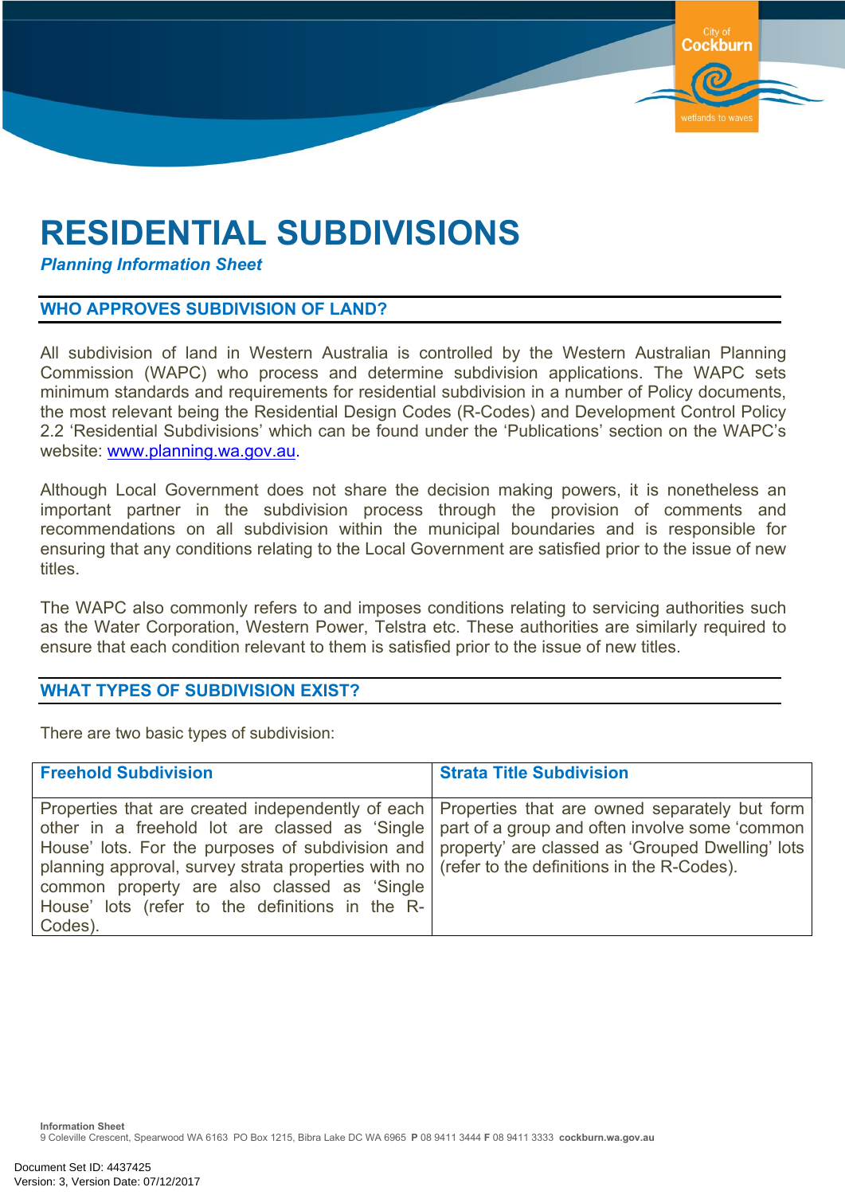# RESIDENTIAL SUBDIVISIONS

***Planning Information Sheet***

## WHO APPROVES SUBDIVISION OF LAND?

All subdivision of land in Western Australia is controlled by the Western Australian Planning Commission (WAPC) who process and determine subdivision applications. The WAPC sets minimum standards and requirements for residential subdivision in a number of Policy documents, the most relevant being the Residential Design Codes (R-Codes) and Development Control Policy 2.2 'Residential Subdivisions' which can be found under the 'Publications' section on the WAPC's website: www.planning.wa.gov.au.

Although Local Government does not share the decision making powers, it is nonetheless an important partner in the subdivision process through the provision of comments and recommendations on all subdivision within the municipal boundaries and is responsible for ensuring that any conditions relating to the Local Government are satisfied prior to the issue of new titles.

The WAPC also commonly refers to and imposes conditions relating to servicing authorities such as the Water Corporation, Western Power, Telstra etc. These authorities are similarly required to ensure that each condition relevant to them is satisfied prior to the issue of new titles.

## WHAT TYPES OF SUBDIVISION EXIST?

There are two basic types of subdivision:

| Freehold Subdivision | Strata Title Subdivision |
|---|---|
| Properties that are created independently of each other in a freehold lot are classed as 'Single House' lots. For the purposes of subdivision and planning approval, survey strata properties with no common property are also classed as 'Single House' lots (refer to the definitions in the R-Codes). | Properties that are owned separately but form part of a group and often involve some 'common property' are classed as 'Grouped Dwelling' lots (refer to the definitions in the R-Codes). |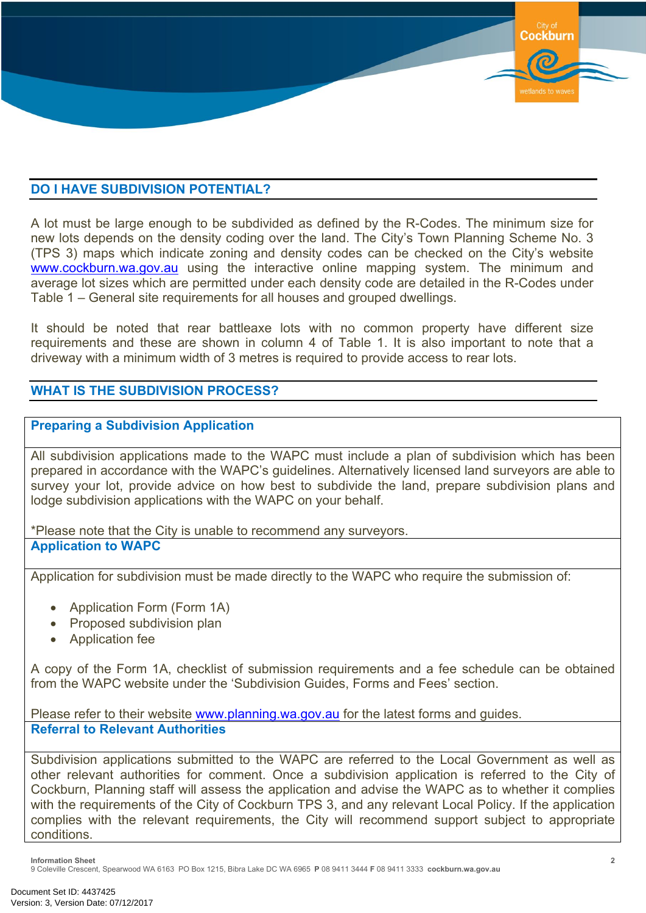## DO I HAVE SUBDIVISION POTENTIAL?

A lot must be large enough to be subdivided as defined by the R-Codes. The minimum size for new lots depends on the density coding over the land. The City's Town Planning Scheme No. 3 (TPS 3) maps which indicate zoning and density codes can be checked on the City's website www.cockburn.wa.gov.au using the interactive online mapping system. The minimum and average lot sizes which are permitted under each density code are detailed in the R-Codes under Table 1 – General site requirements for all houses and grouped dwellings.

It should be noted that rear battleaxe lots with no common property have different size requirements and these are shown in column 4 of Table 1. It is also important to note that a driveway with a minimum width of 3 metres is required to provide access to rear lots.

## WHAT IS THE SUBDIVISION PROCESS?

### Preparing a Subdivision Application

All subdivision applications made to the WAPC must include a plan of subdivision which has been prepared in accordance with the WAPC's guidelines. Alternatively licensed land surveyors are able to survey your lot, provide advice on how best to subdivide the land, prepare subdivision plans and lodge subdivision applications with the WAPC on your behalf.

*Please note that the City is unable to recommend any surveyors.

### Application to WAPC

Application for subdivision must be made directly to the WAPC who require the submission of:

- Application Form (Form 1A)
- Proposed subdivision plan
- Application fee

A copy of the Form 1A, checklist of submission requirements and a fee schedule can be obtained from the WAPC website under the 'Subdivision Guides, Forms and Fees' section.

Please refer to their website www.planning.wa.gov.au for the latest forms and guides.

### Referral to Relevant Authorities

Subdivision applications submitted to the WAPC are referred to the Local Government as well as other relevant authorities for comment. Once a subdivision application is referred to the City of Cockburn, Planning staff will assess the application and advise the WAPC as to whether it complies with the requirements of the City of Cockburn TPS 3, and any relevant Local Policy. If the application complies with the relevant requirements, the City will recommend support subject to appropriate conditions.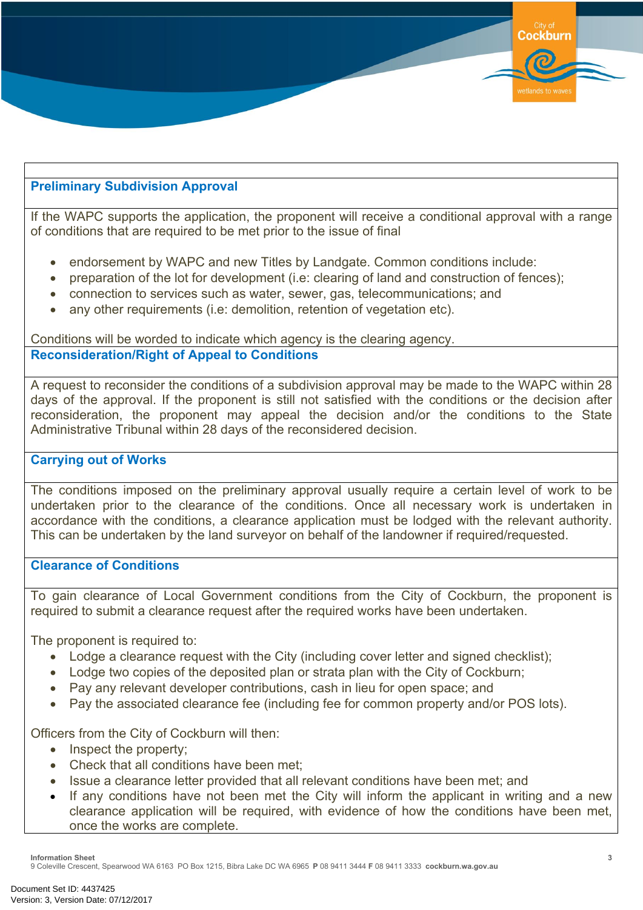## Preliminary Subdivision Approval

If the WAPC supports the application, the proponent will receive a conditional approval with a range of conditions that are required to be met prior to the issue of final

- endorsement by WAPC and new Titles by Landgate. Common conditions include:
- preparation of the lot for development (i.e: clearing of land and construction of fences);
- connection to services such as water, sewer, gas, telecommunications; and
- any other requirements (i.e: demolition, retention of vegetation etc).

Conditions will be worded to indicate which agency is the clearing agency.

## Reconsideration/Right of Appeal to Conditions

A request to reconsider the conditions of a subdivision approval may be made to the WAPC within 28 days of the approval. If the proponent is still not satisfied with the conditions or the decision after reconsideration, the proponent may appeal the decision and/or the conditions to the State Administrative Tribunal within 28 days of the reconsidered decision.

## Carrying out of Works

The conditions imposed on the preliminary approval usually require a certain level of work to be undertaken prior to the clearance of the conditions. Once all necessary work is undertaken in accordance with the conditions, a clearance application must be lodged with the relevant authority. This can be undertaken by the land surveyor on behalf of the landowner if required/requested.

## Clearance of Conditions

To gain clearance of Local Government conditions from the City of Cockburn, the proponent is required to submit a clearance request after the required works have been undertaken.

The proponent is required to:

- Lodge a clearance request with the City (including cover letter and signed checklist);
- Lodge two copies of the deposited plan or strata plan with the City of Cockburn;
- Pay any relevant developer contributions, cash in lieu for open space; and
- Pay the associated clearance fee (including fee for common property and/or POS lots).

Officers from the City of Cockburn will then:

- Inspect the property;
- Check that all conditions have been met;
- Issue a clearance letter provided that all relevant conditions have been met; and
- If any conditions have not been met the City will inform the applicant in writing and a new clearance application will be required, with evidence of how the conditions have been met, once the works are complete.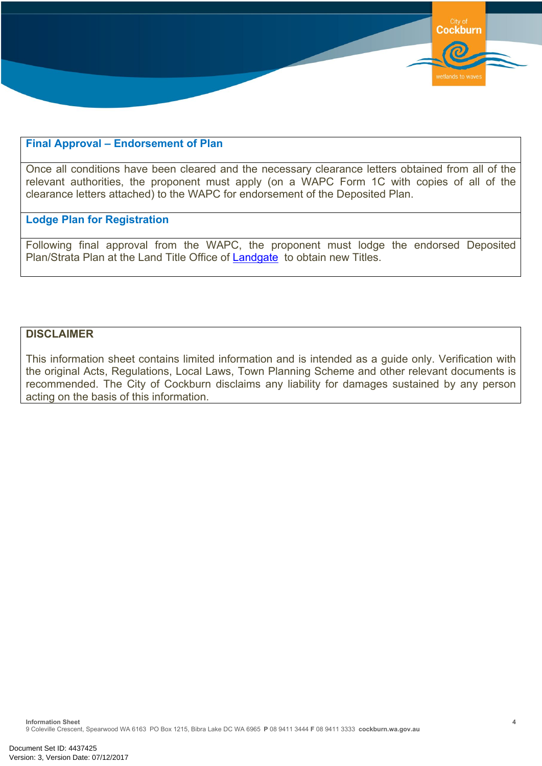## Final Approval – Endorsement of Plan

Once all conditions have been cleared and the necessary clearance letters obtained from all of the relevant authorities, the proponent must apply (on a WAPC Form 1C with copies of all of the clearance letters attached) to the WAPC for endorsement of the Deposited Plan.

## Lodge Plan for Registration

Following final approval from the WAPC, the proponent must lodge the endorsed Deposited Plan/Strata Plan at the Land Title Office of Landgate to obtain new Titles.

## DISCLAIMER

This information sheet contains limited information and is intended as a guide only. Verification with the original Acts, Regulations, Local Laws, Town Planning Scheme and other relevant documents is recommended. The City of Cockburn disclaims any liability for damages sustained by any person acting on the basis of this information.